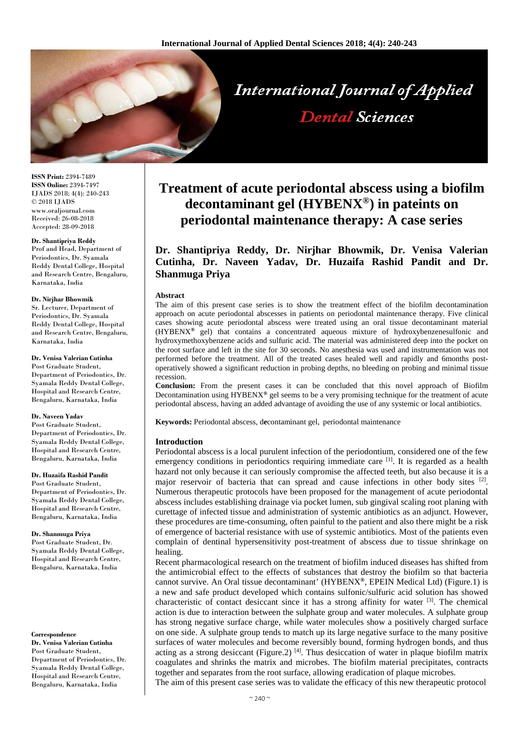# Treatment of acute periodontal abscess using a biofilm decontaminant gel (HYBENX®) in pateints on periodontal maintenance therapy: A case series

**Dr. Shantipriya Reddy, Dr. Nirjhar Bhowmik, Dr. Venisa Valerian Cutinha, Dr. Naveen Yadav, Dr. Huzaifa Rashid Pandit and Dr. Shanmuga Priya**

**ISSN Print:** 2394-7489
**ISSN Online:** 2394-7497
IJADS 2018; 4(4): 240-243
© 2018 IJADS
www.oraljournal.com
Received: 26-08-2018
Accepted: 28-09-2018

**Dr. Shantipriya Reddy**
Prof and Head, Department of Periodontics, Dr. Syamala Reddy Dental College, Hospital and Research Centre, Bengaluru, Karnataka, India

**Dr. Nirjhar Bhowmik**
Sr. Lecturer, Department of Periodontics, Dr. Syamala Reddy Dental College, Hospital and Research Centre, Bengaluru, Karnataka, India

**Dr. Venisa Valerian Cutinha**
Post Graduate Student, Department of Periodontics, Dr. Syamala Reddy Dental College, Hospital and Research Centre, Bengaluru, Karnataka, India

**Dr. Naveen Yadav**
Post Graduate Student, Department of Periodontics, Dr. Syamala Reddy Dental College, Hospital and Research Centre, Bengaluru, Karnataka, India

**Dr. Huzaifa Rashid Pandit**
Post Graduate Student, Department of Periodontics, Dr. Syamala Reddy Dental College, Hospital and Research Centre, Bengaluru, Karnataka, India

**Dr. Shanmuga Priya**
Post Graduate Student, Dr. Syamala Reddy Dental College, Hospital and Research Centre, Bengaluru, Karnataka, India

**Correspondence**
**Dr. Venisa Valerian Cutinha**
Post Graduate Student, Department of Periodontics, Dr. Syamala Reddy Dental College, Hospital and Research Centre, Bengaluru, Karnataka, India

### Abstract

The aim of this present case series is to show the treatment effect of the biofilm decontamination approach on acute periodontal abscesses in patients on periodontal maintenance therapy. Five clinical cases showing acute periodontal abscess were treated using an oral tissue decontaminant material (HYBENX® gel) that contains a concentrated aqueous mixture of hydroxybenzenesulfonic and hydroxymethoxybenzene acids and sulfuric acid. The material was administered deep into the pocket on the root surface and left in the site for 30 seconds. No anesthesia was used and instrumentation was not performed before the treatment. All of the treated cases healed well and rapidly and 6months post-operatively showed a significant reduction in probing depths, no bleeding on probing and minimal tissue recession.

**Conclusion:** From the present cases it can be concluded that this novel approach of Biofilm Decontamination using HYBENX® gel seems to be a very promising technique for the treatment of acute periodontal abscess, having an added advantage of avoiding the use of any systemic or local antibiotics.

**Keywords:** Periodontal abscess, d**e**contaminant gel, periodontal maintenance

### Introduction

Periodontal abscess is a local purulent infection of the periodontium, considered one of the few emergency conditions in periodontics requiring immediate care [1]. It is regarded as a health hazard not only because it can seriously compromise the affected teeth, but also because it is a major reservoir of bacteria that can spread and cause infections in other body sites [2]. Numerous therapeutic protocols have been proposed for the management of acute periodontal abscess includes establishing drainage via pocket lumen, sub gingival scaling root planing with curettage of infected tissue and administration of systemic antibiotics as an adjunct. However, these procedures are time-consuming, often painful to the patient and also there might be a risk of emergence of bacterial resistance with use of systemic antibiotics. Most of the patients even complain of dentinal hypersensitivity post-treatment of abscess due to tissue shrinkage on healing.

Recent pharmacological research on the treatment of biofilm induced diseases has shifted from the antimicrobial effect to the effects of substances that destroy the biofilm so that bacteria cannot survive. An Oral tissue decontaminant' (HYBENX®, EPEIN Medical Ltd) (Figure.1) is a new and safe product developed which contains sulfonic/sulfuric acid solution has showed characteristic of contact desiccant since it has a strong affinity for water [3]. The chemical action is due to interaction between the sulphate group and water molecules. A sulphate group has strong negative surface charge, while water molecules show a positively charged surface on one side. A sulphate group tends to match up its large negative surface to the many positive surfaces of water molecules and become reversibly bound, forming hydrogen bonds, and thus acting as a strong desiccant (Figure.2) [4]. Thus desiccation of water in plaque biofilm matrix coagulates and shrinks the matrix and microbes. The biofilm material precipitates, contracts together and separates from the root surface, allowing eradication of plaque microbes.

The aim of this present case series was to validate the efficacy of this new therapeutic protocol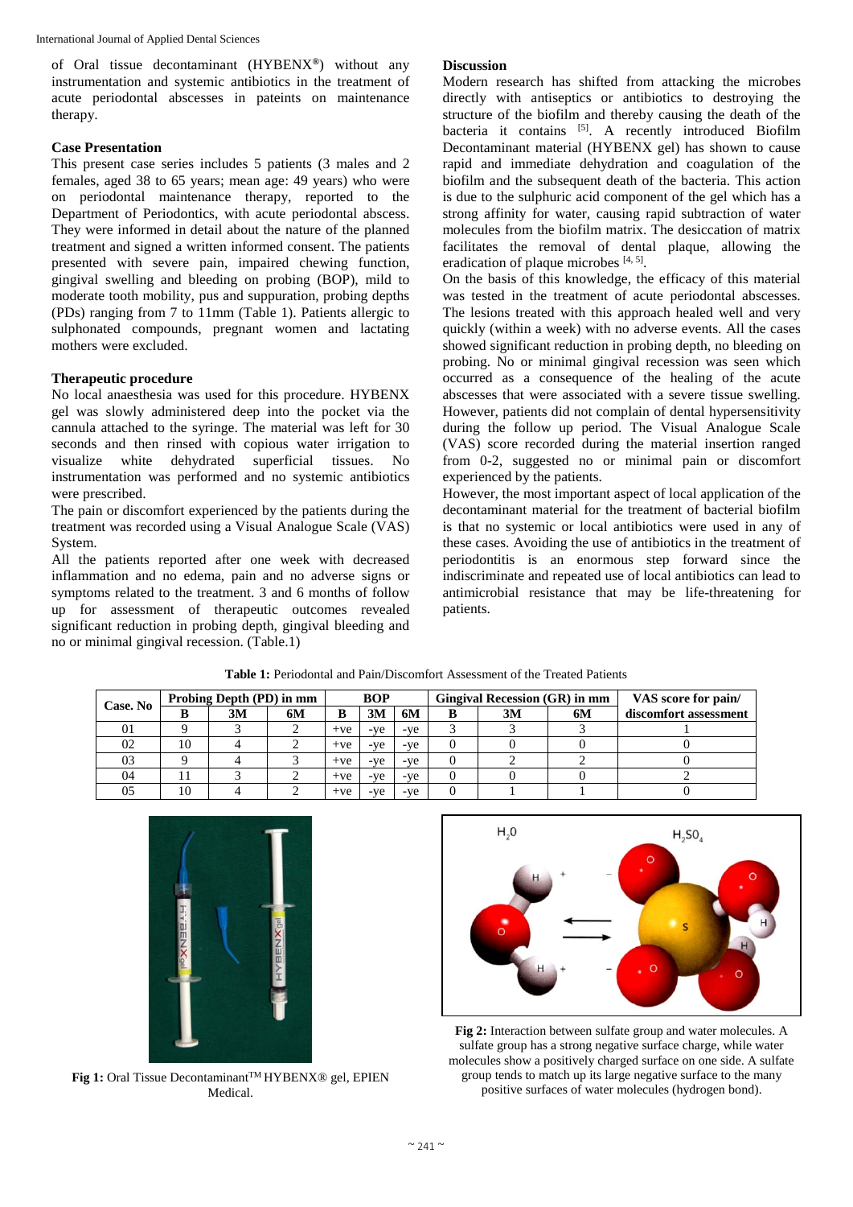of Oral tissue decontaminant (HYBENX®) without any instrumentation and systemic antibiotics in the treatment of acute periodontal abscesses in pateints on maintenance therapy.

### Case Presentation

This present case series includes 5 patients (3 males and 2 females, aged 38 to 65 years; mean age: 49 years) who were on periodontal maintenance therapy, reported to the Department of Periodontics, with acute periodontal abscess. They were informed in detail about the nature of the planned treatment and signed a written informed consent. The patients presented with severe pain, impaired chewing function, gingival swelling and bleeding on probing (BOP), mild to moderate tooth mobility, pus and suppuration, probing depths (PDs) ranging from 7 to 11mm (Table 1). Patients allergic to sulphonated compounds, pregnant women and lactating mothers were excluded.

### Therapeutic procedure

No local anaesthesia was used for this procedure. HYBENX gel was slowly administered deep into the pocket via the cannula attached to the syringe. The material was left for 30 seconds and then rinsed with copious water irrigation to visualize white dehydrated superficial tissues. No instrumentation was performed and no systemic antibiotics were prescribed.

The pain or discomfort experienced by the patients during the treatment was recorded using a Visual Analogue Scale (VAS) System.

All the patients reported after one week with decreased inflammation and no edema, pain and no adverse signs or symptoms related to the treatment. 3 and 6 months of follow up for assessment of therapeutic outcomes revealed significant reduction in probing depth, gingival bleeding and no or minimal gingival recession. (Table.1)

### Discussion

Modern research has shifted from attacking the microbes directly with antiseptics or antibiotics to destroying the structure of the biofilm and thereby causing the death of the bacteria it contains [5]. A recently introduced Biofilm Decontaminant material (HYBENX gel) has shown to cause rapid and immediate dehydration and coagulation of the biofilm and the subsequent death of the bacteria. This action is due to the sulphuric acid component of the gel which has a strong affinity for water, causing rapid subtraction of water molecules from the biofilm matrix. The desiccation of matrix facilitates the removal of dental plaque, allowing the eradication of plaque microbes [4, 5].

On the basis of this knowledge, the efficacy of this material was tested in the treatment of acute periodontal abscesses. The lesions treated with this approach healed well and very quickly (within a week) with no adverse events. All the cases showed significant reduction in probing depth, no bleeding on probing. No or minimal gingival recession was seen which occurred as a consequence of the healing of the acute abscesses that were associated with a severe tissue swelling. However, patients did not complain of dental hypersensitivity during the follow up period. The Visual Analogue Scale (VAS) score recorded during the material insertion ranged from 0-2, suggested no or minimal pain or discomfort experienced by the patients.

However, the most important aspect of local application of the decontaminant material for the treatment of bacterial biofilm is that no systemic or local antibiotics were used in any of these cases. Avoiding the use of antibiotics in the treatment of periodontitis is an enormous step forward since the indiscriminate and repeated use of local antibiotics can lead to antimicrobial resistance that may be life-threatening for patients.

**Table 1:** Periodontal and Pain/Discomfort Assessment of the Treated Patients

| Case. No | Probing Depth (PD) in mm | | | BOP | | | Gingival Recession (GR) in mm | | | VAS score for pain/ discomfort assessment |
|---|---|---|---|---|---|---|---|---|---|---|
| | B | 3M | 6M | B | 3M | 6M | B | 3M | 6M | |
| 01 | 9 | 3 | 2 | +ve | -ye | -ye | 3 | 3 | 3 | 1 |
| 02 | 10 | 4 | 2 | +ve | -ye | -ye | 0 | 0 | 0 | 0 |
| 03 | 9 | 4 | 3 | +ve | -ye | -ye | 0 | 2 | 2 | 0 |
| 04 | 11 | 3 | 2 | +ve | -ye | -ye | 0 | 0 | 0 | 2 |
| 05 | 10 | 4 | 2 | +ve | -ye | -ye | 0 | 1 | 1 | 0 |

**Fig 1:** Oral Tissue Decontaminant™ HYBENX® gel, EPIEN Medical.

**Fig 2:** Interaction between sulfate group and water molecules. A sulfate group has a strong negative surface charge, while water molecules show a positively charged surface on one side. A sulfate group tends to match up its large negative surface to the many positive surfaces of water molecules (hydrogen bond).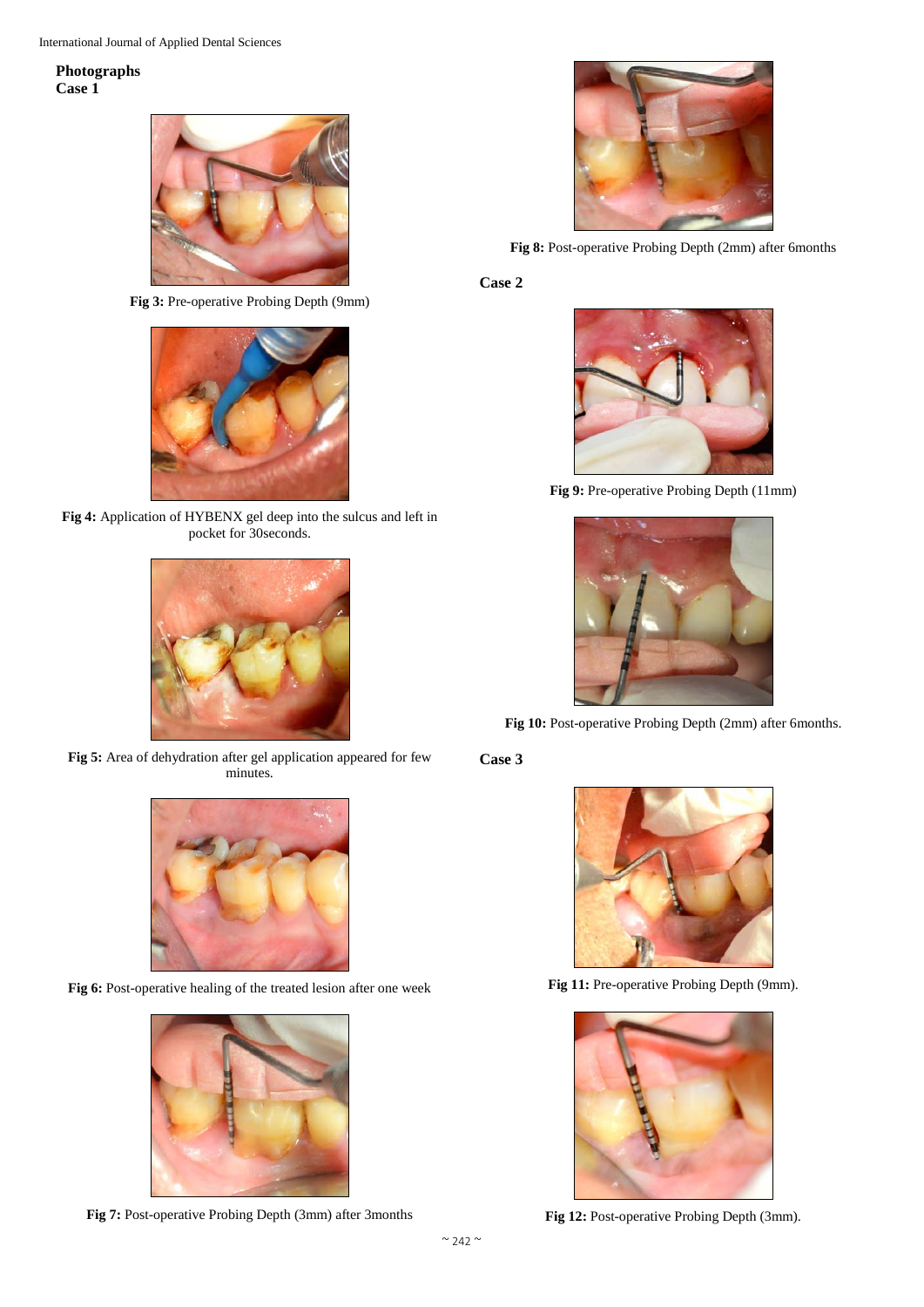## Photographs

### Case 1

**Fig 3:** Pre-operative Probing Depth (9mm)

**Fig 4:** Application of HYBENX gel deep into the sulcus and left in pocket for 30seconds.

**Fig 5:** Area of dehydration after gel application appeared for few minutes.

**Fig 6:** Post-operative healing of the treated lesion after one week

**Fig 7:** Post-operative Probing Depth (3mm) after 3months

**Fig 8:** Post-operative Probing Depth (2mm) after 6months

### Case 2

**Fig 9:** Pre-operative Probing Depth (11mm)

**Fig 10:** Post-operative Probing Depth (2mm) after 6months.

### Case 3

**Fig 11:** Pre-operative Probing Depth (9mm).

**Fig 12:** Post-operative Probing Depth (3mm).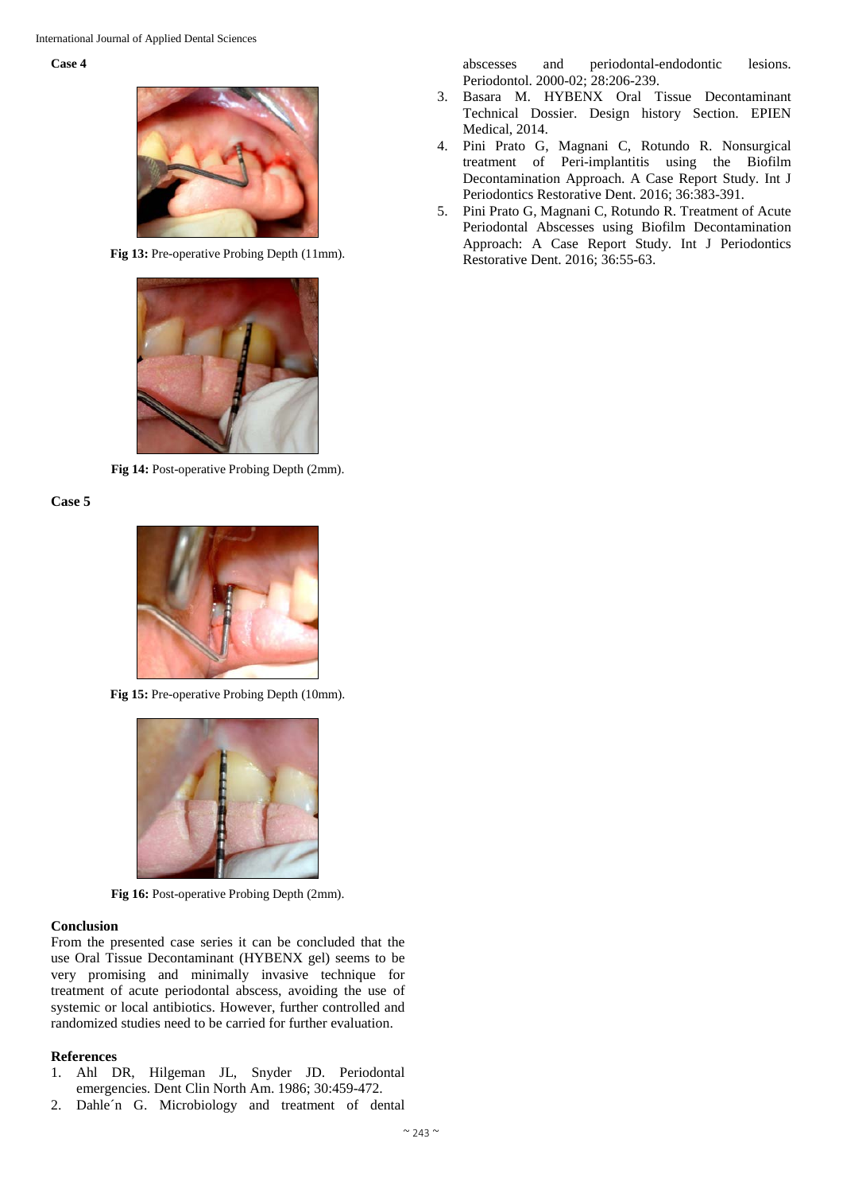**Case 4**

Fig 13: Pre-operative Probing Depth (11mm).

Fig 14: Post-operative Probing Depth (2mm).

**Case 5**

Fig 15: Pre-operative Probing Depth (10mm).

Fig 16: Post-operative Probing Depth (2mm).

## Conclusion

From the presented case series it can be concluded that the use Oral Tissue Decontaminant (HYBENX gel) seems to be very promising and minimally invasive technique for treatment of acute periodontal abscess, avoiding the use of systemic or local antibiotics. However, further controlled and randomized studies need to be carried for further evaluation.

## References

1. Ahl DR, Hilgeman JL, Snyder JD. Periodontal emergencies. Dent Clin North Am. 1986; 30:459-472.
2. Dahle´n G. Microbiology and treatment of dental abscesses and periodontal-endodontic lesions. Periodontol. 2000-02; 28:206-239.
3. Basara M. HYBENX Oral Tissue Decontaminant Technical Dossier. Design history Section. EPIEN Medical, 2014.
4. Pini Prato G, Magnani C, Rotundo R. Nonsurgical treatment of Peri-implantitis using the Biofilm Decontamination Approach. A Case Report Study. Int J Periodontics Restorative Dent. 2016; 36:383-391.
5. Pini Prato G, Magnani C, Rotundo R. Treatment of Acute Periodontal Abscesses using Biofilm Decontamination Approach: A Case Report Study. Int J Periodontics Restorative Dent. 2016; 36:55-63.